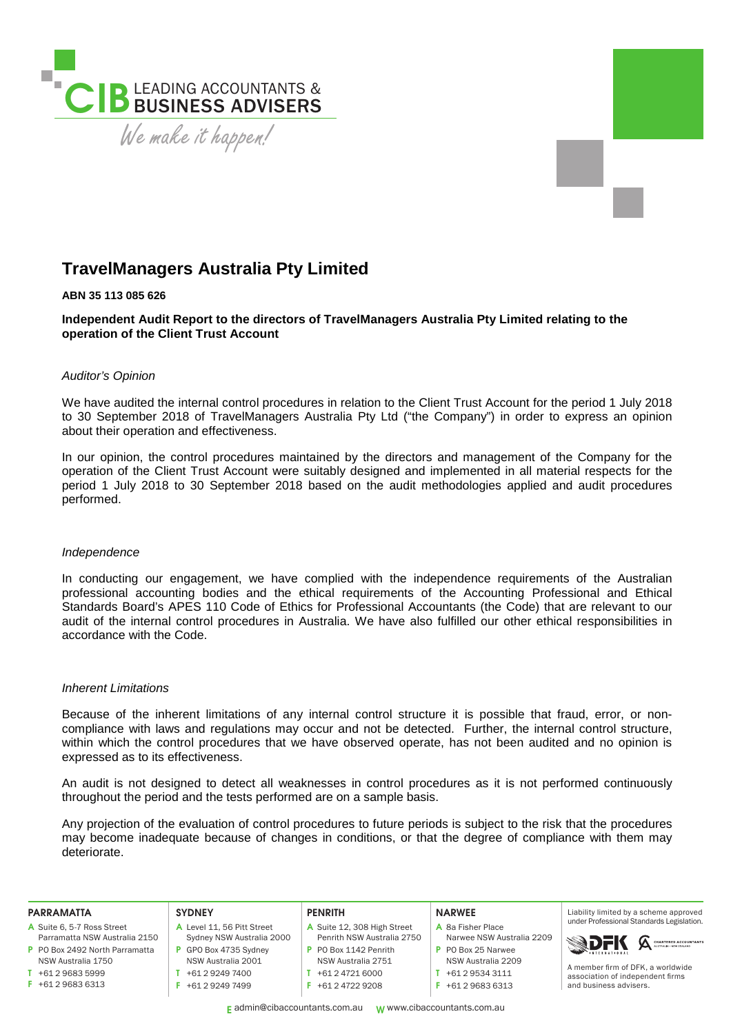# TravelManagers Australia Pty Limited

**ABN 35 113 085 626**

**Independent Audit Report to the directors of TravelManagers Australia Pty Limited relating to the operation of the Client Trust Account**

*Auditor's Opinion*

We have audited the internal control procedures in relation to the Client Trust Account for the period 1 July 2018 to 30 September 2018 of TravelManagers Australia Pty Ltd ("the Company") in order to express an opinion about their operation and effectiveness.

In our opinion, the control procedures maintained by the directors and management of the Company for the operation of the Client Trust Account were suitably designed and implemented in all material respects for the period 1 July 2018 to 30 September 2018 based on the audit methodologies applied and audit procedures performed.

*Independence*

In conducting our engagement, we have complied with the independence requirements of the Australian professional accounting bodies and the ethical requirements of the Accounting Professional and Ethical Standards Board's APES 110 Code of Ethics for Professional Accountants (the Code) that are relevant to our audit of the internal control procedures in Australia. We have also fulfilled our other ethical responsibilities in accordance with the Code.

*Inherent Limitations*

Because of the inherent limitations of any internal control structure it is possible that fraud, error, or non-compliance with laws and regulations may occur and not be detected. Further, the internal control structure, within which the control procedures that we have observed operate, has not been audited and no opinion is expressed as to its effectiveness.

An audit is not designed to detect all weaknesses in control procedures as it is not performed continuously throughout the period and the tests performed are on a sample basis.

Any projection of the evaluation of control procedures to future periods is subject to the risk that the procedures may become inadequate because of changes in conditions, or that the degree of compliance with them may deteriorate.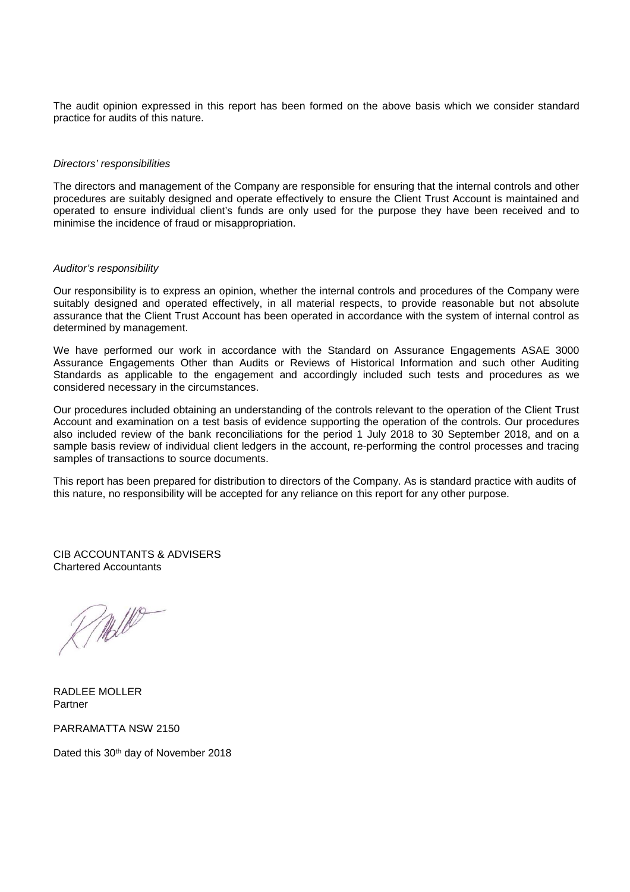The audit opinion expressed in this report has been formed on the above basis which we consider standard practice for audits of this nature.

*Directors' responsibilities*

The directors and management of the Company are responsible for ensuring that the internal controls and other procedures are suitably designed and operate effectively to ensure the Client Trust Account is maintained and operated to ensure individual client's funds are only used for the purpose they have been received and to minimise the incidence of fraud or misappropriation.

*Auditor's responsibility*

Our responsibility is to express an opinion, whether the internal controls and procedures of the Company were suitably designed and operated effectively, in all material respects, to provide reasonable but not absolute assurance that the Client Trust Account has been operated in accordance with the system of internal control as determined by management.

We have performed our work in accordance with the Standard on Assurance Engagements ASAE 3000 Assurance Engagements Other than Audits or Reviews of Historical Information and such other Auditing Standards as applicable to the engagement and accordingly included such tests and procedures as we considered necessary in the circumstances.

Our procedures included obtaining an understanding of the controls relevant to the operation of the Client Trust Account and examination on a test basis of evidence supporting the operation of the controls. Our procedures also included review of the bank reconciliations for the period 1 July 2018 to 30 September 2018, and on a sample basis review of individual client ledgers in the account, re-performing the control processes and tracing samples of transactions to source documents.

This report has been prepared for distribution to directors of the Company. As is standard practice with audits of this nature, no responsibility will be accepted for any reliance on this report for any other purpose.

CIB ACCOUNTANTS & ADVISERS
Chartered Accountants

RADLEE MOLLER
Partner

PARRAMATTA NSW 2150

Dated this 30th day of November 2018